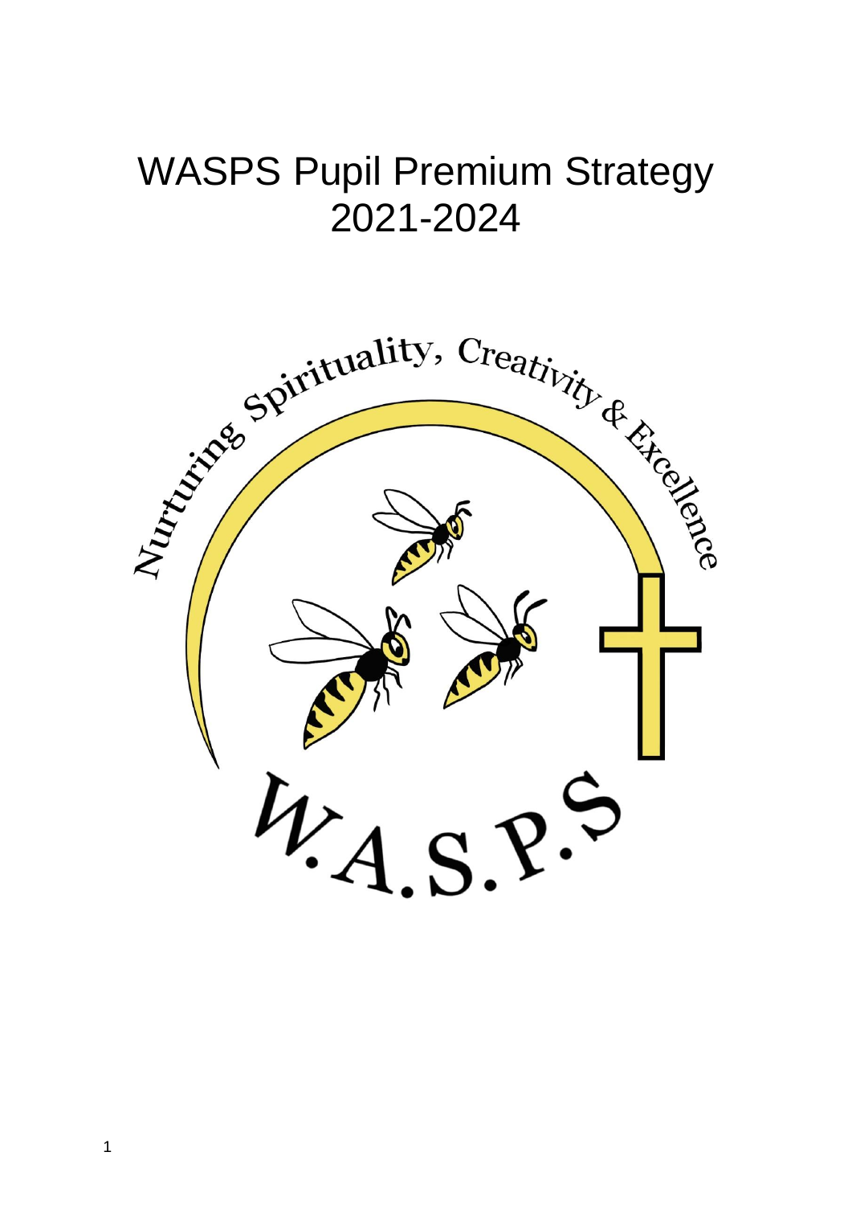# WASPS Pupil Premium Strategy 2021-2024

Nurturing Spirituality, Creativity & Excellence

W.A.S.P.S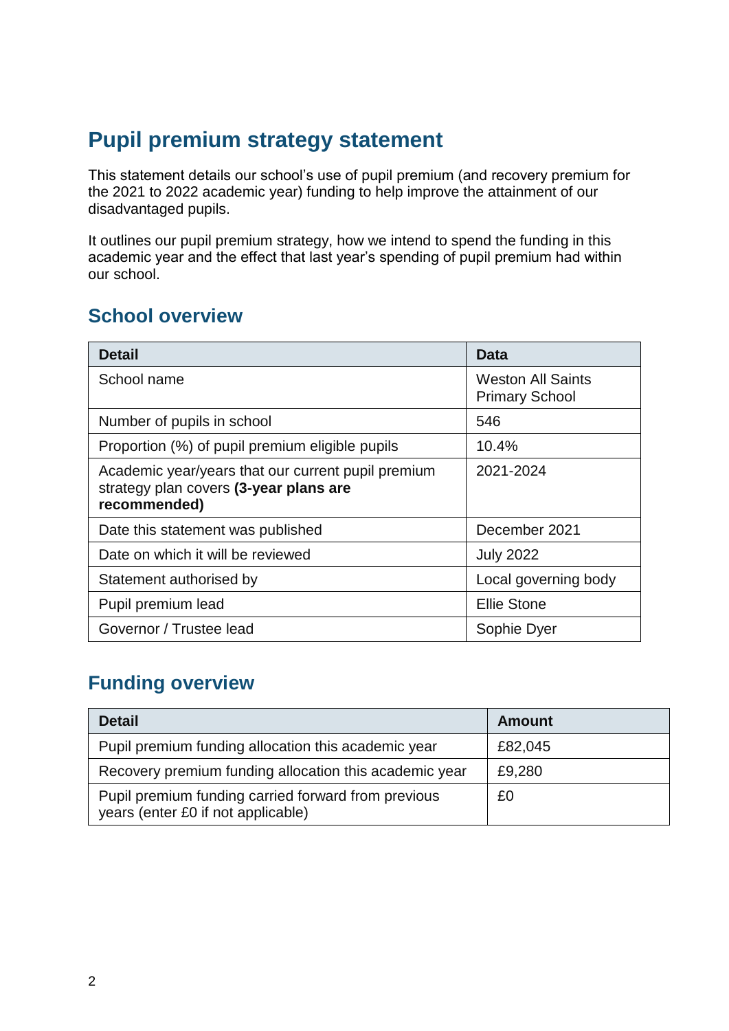# Pupil premium strategy statement

This statement details our school's use of pupil premium (and recovery premium for the 2021 to 2022 academic year) funding to help improve the attainment of our disadvantaged pupils.

It outlines our pupil premium strategy, how we intend to spend the funding in this academic year and the effect that last year's spending of pupil premium had within our school.

## School overview

| Detail | Data |
|---|---|
| School name | Weston All Saints Primary School |
| Number of pupils in school | 546 |
| Proportion (%) of pupil premium eligible pupils | 10.4% |
| Academic year/years that our current pupil premium strategy plan covers **(3-year plans are recommended)** | 2021-2024 |
| Date this statement was published | December 2021 |
| Date on which it will be reviewed | July 2022 |
| Statement authorised by | Local governing body |
| Pupil premium lead | Ellie Stone |
| Governor / Trustee lead | Sophie Dyer |

## Funding overview

| Detail | Amount |
|---|---|
| Pupil premium funding allocation this academic year | £82,045 |
| Recovery premium funding allocation this academic year | £9,280 |
| Pupil premium funding carried forward from previous years (enter £0 if not applicable) | £0 |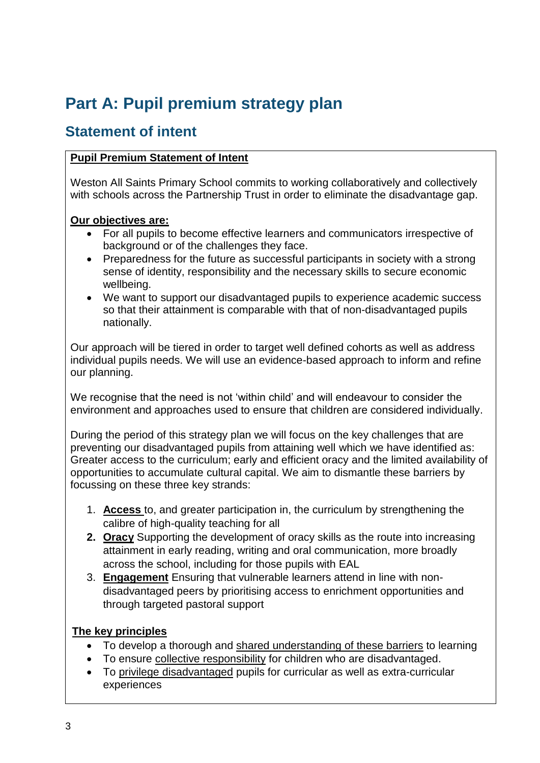# Part A: Pupil premium strategy plan

## Statement of intent

**Pupil Premium Statement of Intent**

Weston All Saints Primary School commits to working collaboratively and collectively with schools across the Partnership Trust in order to eliminate the disadvantage gap.

**Our objectives are:**

- For all pupils to become effective learners and communicators irrespective of background or of the challenges they face.
- Preparedness for the future as successful participants in society with a strong sense of identity, responsibility and the necessary skills to secure economic wellbeing.
- We want to support our disadvantaged pupils to experience academic success so that their attainment is comparable with that of non-disadvantaged pupils nationally.

Our approach will be tiered in order to target well defined cohorts as well as address individual pupils needs. We will use an evidence-based approach to inform and refine our planning.

We recognise that the need is not 'within child' and will endeavour to consider the environment and approaches used to ensure that children are considered individually.

During the period of this strategy plan we will focus on the key challenges that are preventing our disadvantaged pupils from attaining well which we have identified as: Greater access to the curriculum; early and efficient oracy and the limited availability of opportunities to accumulate cultural capital. We aim to dismantle these barriers by focussing on these three key strands:

1. **Access** to, and greater participation in, the curriculum by strengthening the calibre of high-quality teaching for all
2. **Oracy** Supporting the development of oracy skills as the route into increasing attainment in early reading, writing and oral communication, more broadly across the school, including for those pupils with EAL
3. **Engagement** Ensuring that vulnerable learners attend in line with non-disadvantaged peers by prioritising access to enrichment opportunities and through targeted pastoral support

**The key principles**

- To develop a thorough and shared understanding of these barriers to learning
- To ensure collective responsibility for children who are disadvantaged.
- To privilege disadvantaged pupils for curricular as well as extra-curricular experiences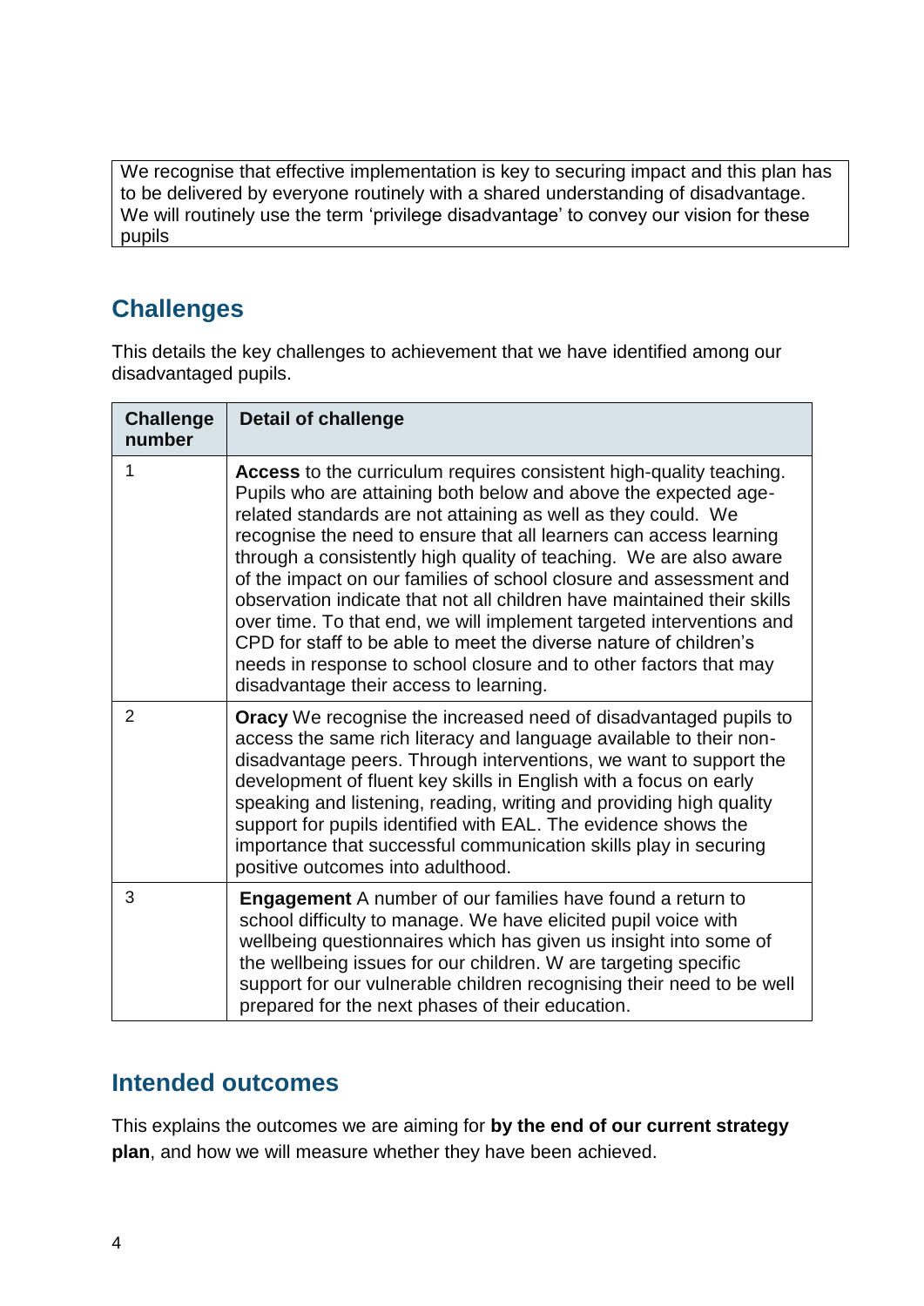We recognise that effective implementation is key to securing impact and this plan has to be delivered by everyone routinely with a shared understanding of disadvantage. We will routinely use the term 'privilege disadvantage' to convey our vision for these pupils

## Challenges

This details the key challenges to achievement that we have identified among our disadvantaged pupils.

| Challenge number | Detail of challenge |
| --- | --- |
| 1 | **Access** to the curriculum requires consistent high-quality teaching. Pupils who are attaining both below and above the expected age-related standards are not attaining as well as they could. We recognise the need to ensure that all learners can access learning through a consistently high quality of teaching. We are also aware of the impact on our families of school closure and assessment and observation indicate that not all children have maintained their skills over time. To that end, we will implement targeted interventions and CPD for staff to be able to meet the diverse nature of children's needs in response to school closure and to other factors that may disadvantage their access to learning. |
| 2 | **Oracy** We recognise the increased need of disadvantaged pupils to access the same rich literacy and language available to their non-disadvantage peers. Through interventions, we want to support the development of fluent key skills in English with a focus on early speaking and listening, reading, writing and providing high quality support for pupils identified with EAL. The evidence shows the importance that successful communication skills play in securing positive outcomes into adulthood. |
| 3 | **Engagement** A number of our families have found a return to school difficulty to manage. We have elicited pupil voice with wellbeing questionnaires which has given us insight into some of the wellbeing issues for our children. W are targeting specific support for our vulnerable children recognising their need to be well prepared for the next phases of their education. |

## Intended outcomes

This explains the outcomes we are aiming for **by the end of our current strategy plan**, and how we will measure whether they have been achieved.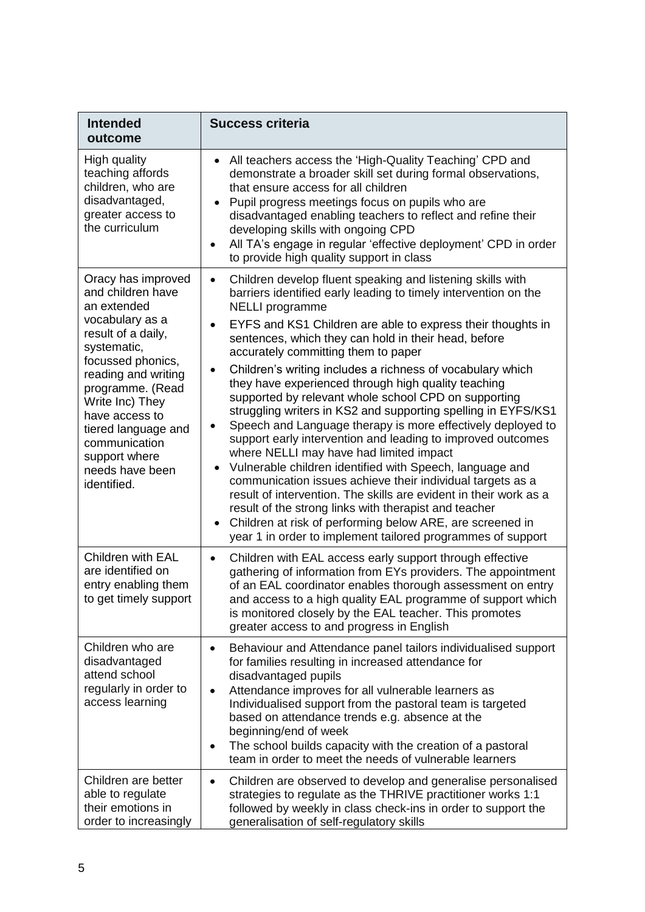| Intended outcome | Success criteria |
|---|---|
| High quality teaching affords children, who are disadvantaged, greater access to the curriculum | • All teachers access the 'High-Quality Teaching' CPD and demonstrate a broader skill set during formal observations, that ensure access for all children<br>• Pupil progress meetings focus on pupils who are disadvantaged enabling teachers to reflect and refine their developing skills with ongoing CPD<br>• All TA's engage in regular 'effective deployment' CPD in order to provide high quality support in class |
| Oracy has improved and children have an extended vocabulary as a result of a daily, systematic, focussed phonics, reading and writing programme. (Read Write Inc) They have access to tiered language and communication support where needs have been identified. | • Children develop fluent speaking and listening skills with barriers identified early leading to timely intervention on the NELLI programme<br>• EYFS and KS1 Children are able to express their thoughts in sentences, which they can hold in their head, before accurately committing them to paper<br>• Children's writing includes a richness of vocabulary which they have experienced through high quality teaching supported by relevant whole school CPD on supporting struggling writers in KS2 and supporting spelling in EYFS/KS1<br>• Speech and Language therapy is more effectively deployed to support early intervention and leading to improved outcomes where NELLI may have had limited impact<br>• Vulnerable children identified with Speech, language and communication issues achieve their individual targets as a result of intervention. The skills are evident in their work as a result of the strong links with therapist and teacher<br>• Children at risk of performing below ARE, are screened in year 1 in order to implement tailored programmes of support |
| Children with EAL are identified on entry enabling them to get timely support | • Children with EAL access early support through effective gathering of information from EYs providers. The appointment of an EAL coordinator enables thorough assessment on entry and access to a high quality EAL programme of support which is monitored closely by the EAL teacher. This promotes greater access to and progress in English |
| Children who are disadvantaged attend school regularly in order to access learning | • Behaviour and Attendance panel tailors individualised support for families resulting in increased attendance for disadvantaged pupils<br>• Attendance improves for all vulnerable learners as Individualised support from the pastoral team is targeted based on attendance trends e.g. absence at the beginning/end of week<br>• The school builds capacity with the creation of a pastoral team in order to meet the needs of vulnerable learners |
| Children are better able to regulate their emotions in order to increasingly | • Children are observed to develop and generalise personalised strategies to regulate as the THRIVE practitioner works 1:1 followed by weekly in class check-ins in order to support the generalisation of self-regulatory skills |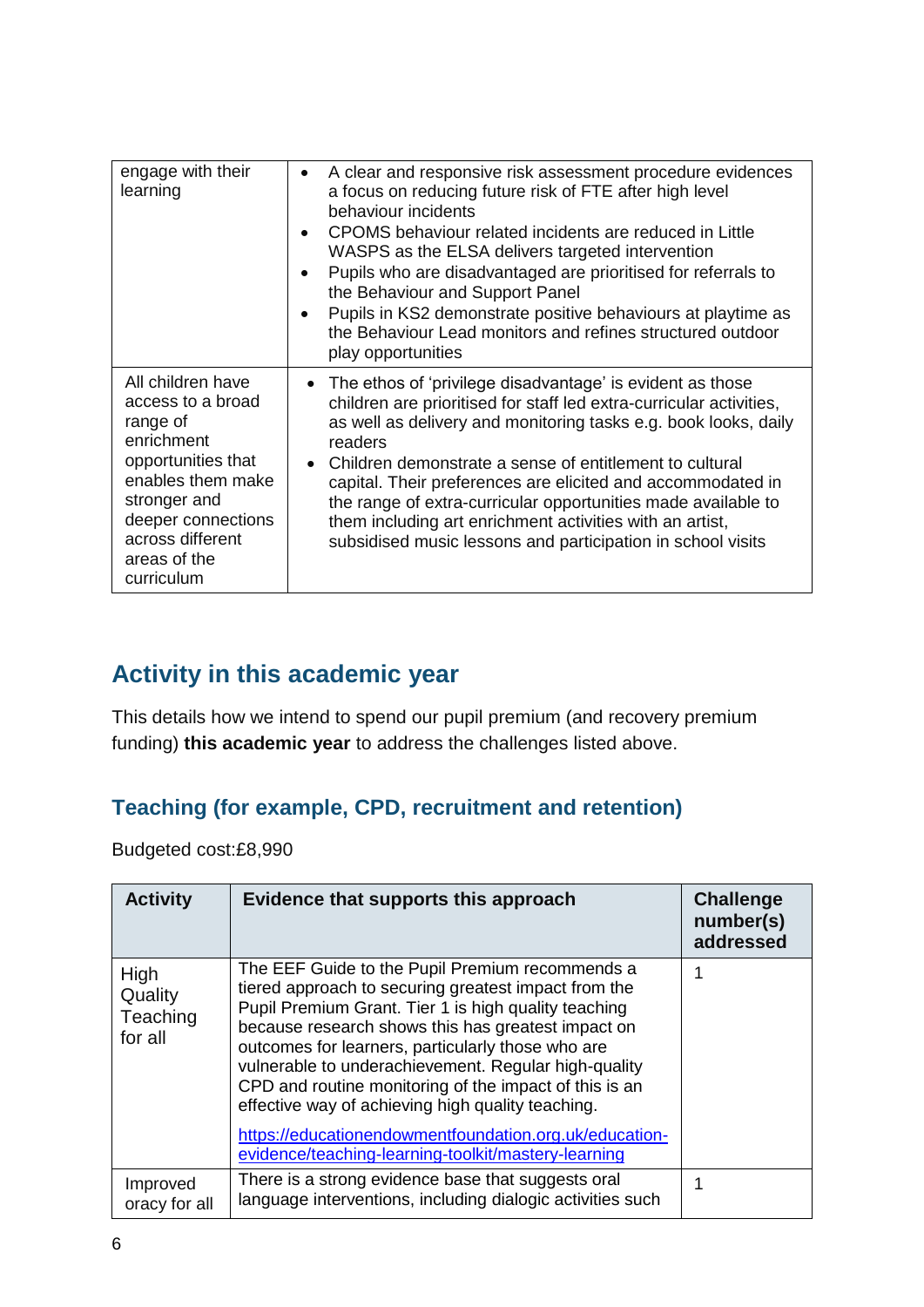| | |
|---|---|
| engage with their learning | • A clear and responsive risk assessment procedure evidences a focus on reducing future risk of FTE after high level behaviour incidents<br>• CPOMS behaviour related incidents are reduced in Little WASPS as the ELSA delivers targeted intervention<br>• Pupils who are disadvantaged are prioritised for referrals to the Behaviour and Support Panel<br>• Pupils in KS2 demonstrate positive behaviours at playtime as the Behaviour Lead monitors and refines structured outdoor play opportunities |
| All children have access to a broad range of enrichment opportunities that enables them make stronger and deeper connections across different areas of the curriculum | • The ethos of 'privilege disadvantage' is evident as those children are prioritised for staff led extra-curricular activities, as well as delivery and monitoring tasks e.g. book looks, daily readers<br>• Children demonstrate a sense of entitlement to cultural capital. Their preferences are elicited and accommodated in the range of extra-curricular opportunities made available to them including art enrichment activities with an artist, subsidised music lessons and participation in school visits |

## Activity in this academic year

This details how we intend to spend our pupil premium (and recovery premium funding) **this academic year** to address the challenges listed above.

### Teaching (for example, CPD, recruitment and retention)

Budgeted cost:£8,990

| Activity | Evidence that supports this approach | Challenge number(s) addressed |
|---|---|---|
| High Quality Teaching for all | The EEF Guide to the Pupil Premium recommends a tiered approach to securing greatest impact from the Pupil Premium Grant. Tier 1 is high quality teaching because research shows this has greatest impact on outcomes for learners, particularly those who are vulnerable to underachievement. Regular high-quality CPD and routine monitoring of the impact of this is an effective way of achieving high quality teaching.<br><br>https://educationendowmentfoundation.org.uk/education-evidence/teaching-learning-toolkit/mastery-learning | 1 |
| Improved oracy for all | There is a strong evidence base that suggests oral language interventions, including dialogic activities such | 1 |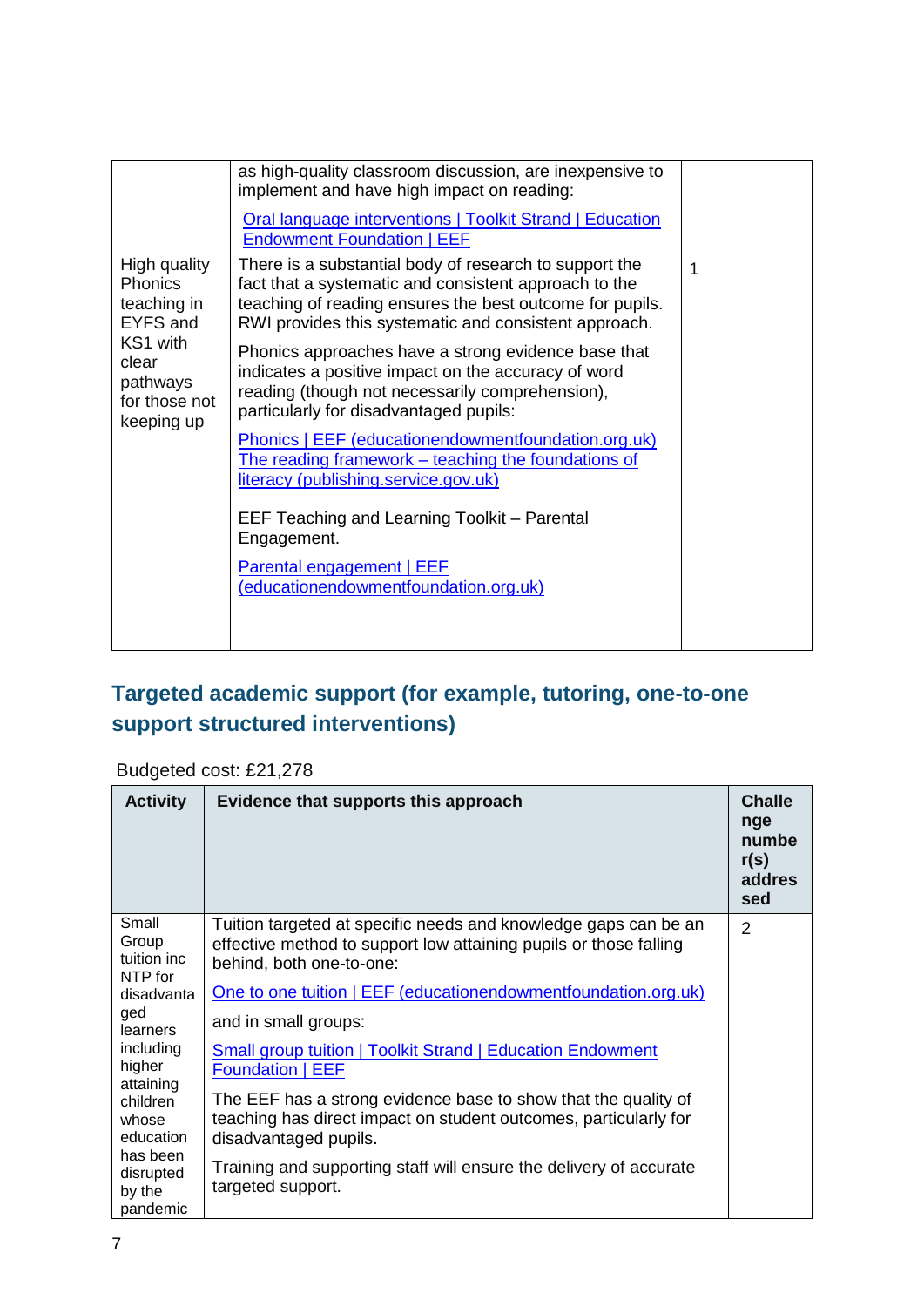|  |  |  |
|---|---|---|
|  | as high-quality classroom discussion, are inexpensive to implement and have high impact on reading:<br><br>[Oral language interventions \| Toolkit Strand \| Education Endowment Foundation \| EEF] |  |
| High quality Phonics teaching in EYFS and KS1 with clear pathways for those not keeping up | There is a substantial body of research to support the fact that a systematic and consistent approach to the teaching of reading ensures the best outcome for pupils. RWI provides this systematic and consistent approach.<br><br>Phonics approaches have a strong evidence base that indicates a positive impact on the accuracy of word reading (though not necessarily comprehension), particularly for disadvantaged pupils:<br><br>[Phonics \| EEF (educationendowmentfoundation.org.uk)]<br>[The reading framework – teaching the foundations of literacy (publishing.service.gov.uk)]<br><br>EEF Teaching and Learning Toolkit – Parental Engagement.<br><br>[Parental engagement \| EEF (educationendowmentfoundation.org.uk)] | 1 |

## Targeted academic support (for example, tutoring, one-to-one support structured interventions)

Budgeted cost: £21,278

| Activity | Evidence that supports this approach | Challenge number(s) addressed |
|---|---|---|
| Small Group tuition inc NTP for disadvantaged learners including higher attaining children whose education has been disrupted by the pandemic | Tuition targeted at specific needs and knowledge gaps can be an effective method to support low attaining pupils or those falling behind, both one-to-one:<br><br>[One to one tuition \| EEF (educationendowmentfoundation.org.uk)]<br><br>and in small groups:<br><br>[Small group tuition \| Toolkit Strand \| Education Endowment Foundation \| EEF]<br><br>The EEF has a strong evidence base to show that the quality of teaching has direct impact on student outcomes, particularly for disadvantaged pupils.<br><br>Training and supporting staff will ensure the delivery of accurate targeted support. | 2 |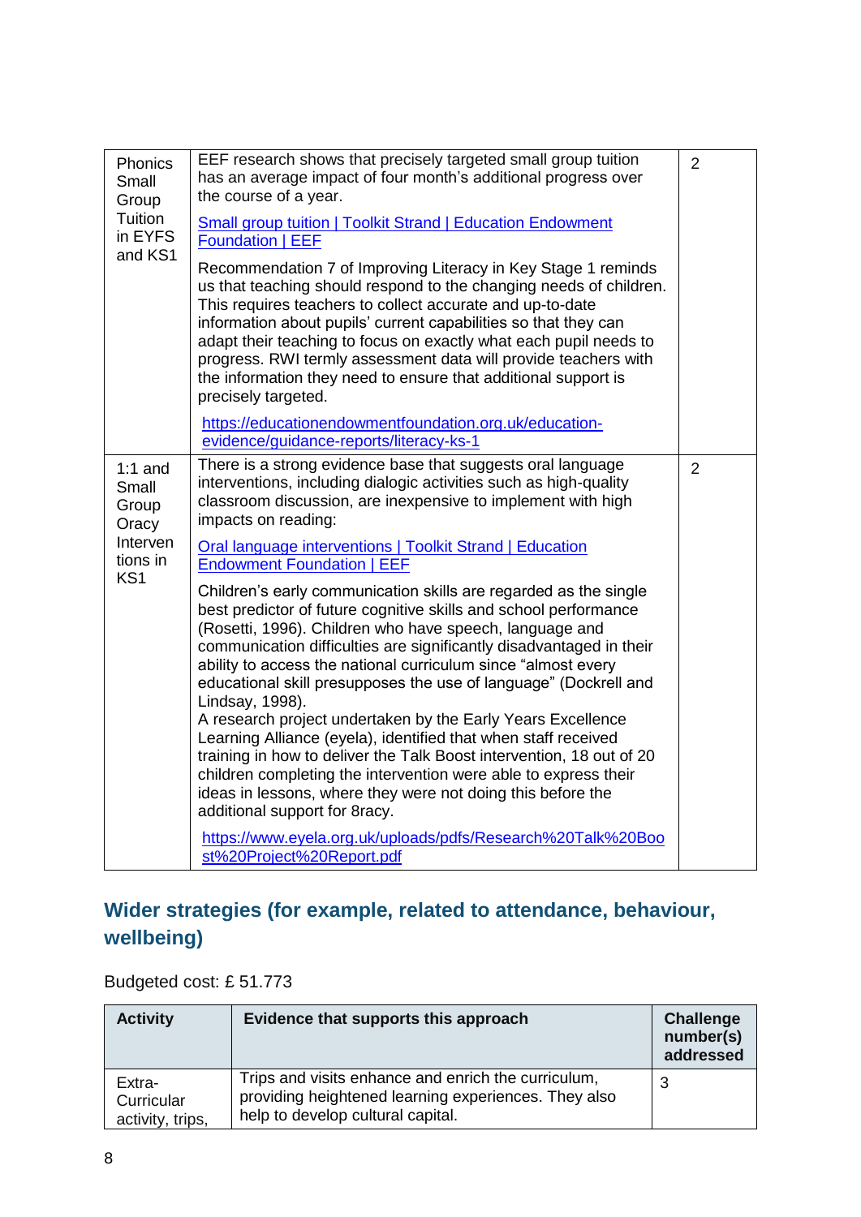| | | |
|---|---|---|
| Phonics Small Group Tuition in EYFS and KS1 | EEF research shows that precisely targeted small group tuition has an average impact of four month's additional progress over the course of a year.<br><br>[Small group tuition \| Toolkit Strand \| Education Endowment Foundation \| EEF]()<br><br>Recommendation 7 of Improving Literacy in Key Stage 1 reminds us that teaching should respond to the changing needs of children. This requires teachers to collect accurate and up-to-date information about pupils' current capabilities so that they can adapt their teaching to focus on exactly what each pupil needs to progress. RWI termly assessment data will provide teachers with the information they need to ensure that additional support is precisely targeted.<br><br>https://educationendowmentfoundation.org.uk/education-evidence/guidance-reports/literacy-ks-1 | 2 |
| 1:1 and Small Group Oracy Interventions in KS1 | There is a strong evidence base that suggests oral language interventions, including dialogic activities such as high-quality classroom discussion, are inexpensive to implement with high impacts on reading:<br><br>[Oral language interventions \| Toolkit Strand \| Education Endowment Foundation \| EEF]()<br><br>Children's early communication skills are regarded as the single best predictor of future cognitive skills and school performance (Rosetti, 1996). Children who have speech, language and communication difficulties are significantly disadvantaged in their ability to access the national curriculum since "almost every educational skill presupposes the use of language" (Dockrell and Lindsay, 1998).<br>A research project undertaken by the Early Years Excellence Learning Alliance (eyela), identified that when staff received training in how to deliver the Talk Boost intervention, 18 out of 20 children completing the intervention were able to express their ideas in lessons, where they were not doing this before the additional support for 8racy.<br><br>https://www.eyela.org.uk/uploads/pdfs/Research%20Talk%20Boost%20Project%20Report.pdf | 2 |

## Wider strategies (for example, related to attendance, behaviour, wellbeing)

Budgeted cost: £ 51.773

| Activity | Evidence that supports this approach | Challenge number(s) addressed |
|---|---|---|
| Extra-Curricular activity, trips, | Trips and visits enhance and enrich the curriculum, providing heightened learning experiences. They also help to develop cultural capital. | 3 |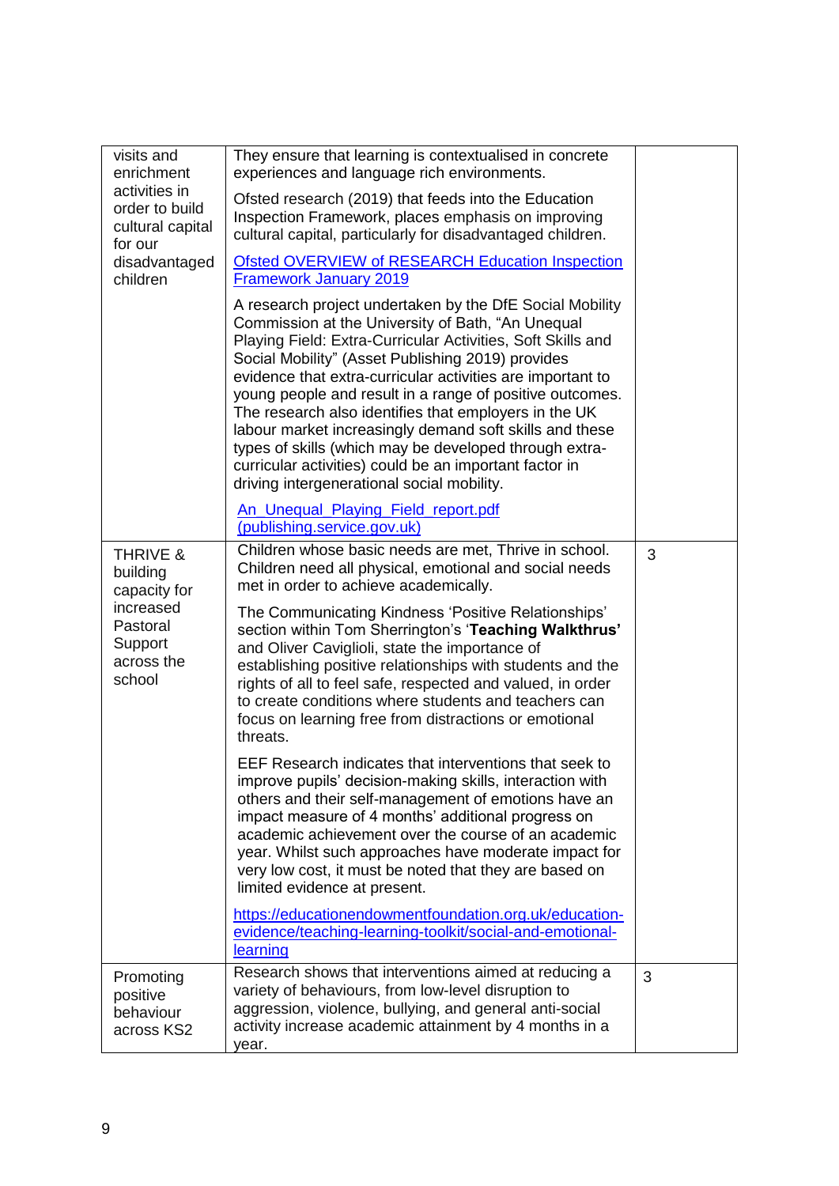| | | |
|---|---|---|
| visits and enrichment activities in order to build cultural capital for our disadvantaged children | They ensure that learning is contextualised in concrete experiences and language rich environments.<br><br>Ofsted research (2019) that feeds into the Education Inspection Framework, places emphasis on improving cultural capital, particularly for disadvantaged children.<br><br>[Ofsted OVERVIEW of RESEARCH Education Inspection Framework January 2019]<br><br>A research project undertaken by the DfE Social Mobility Commission at the University of Bath, "An Unequal Playing Field: Extra-Curricular Activities, Soft Skills and Social Mobility" (Asset Publishing 2019) provides evidence that extra-curricular activities are important to young people and result in a range of positive outcomes. The research also identifies that employers in the UK labour market increasingly demand soft skills and these types of skills (which may be developed through extra-curricular activities) could be an important factor in driving intergenerational social mobility.<br><br>[An_Unequal_Playing_Field_report.pdf (publishing.service.gov.uk)] | |
| THRIVE & building capacity for increased Pastoral Support across the school | Children whose basic needs are met, Thrive in school. Children need all physical, emotional and social needs met in order to achieve academically.<br><br>The Communicating Kindness 'Positive Relationships' section within Tom Sherrington's '**Teaching Walkthrus'** and Oliver Caviglioli, state the importance of establishing positive relationships with students and the rights of all to feel safe, respected and valued, in order to create conditions where students and teachers can focus on learning free from distractions or emotional threats.<br><br>EEF Research indicates that interventions that seek to improve pupils' decision-making skills, interaction with others and their self-management of emotions have an impact measure of 4 months' additional progress on academic achievement over the course of an academic year. Whilst such approaches have moderate impact for very low cost, it must be noted that they are based on limited evidence at present.<br><br>https://educationendowmentfoundation.org.uk/education-evidence/teaching-learning-toolkit/social-and-emotional-learning | 3 |
| Promoting positive behaviour across KS2 | Research shows that interventions aimed at reducing a variety of behaviours, from low-level disruption to aggression, violence, bullying, and general anti-social activity increase academic attainment by 4 months in a year. | 3 |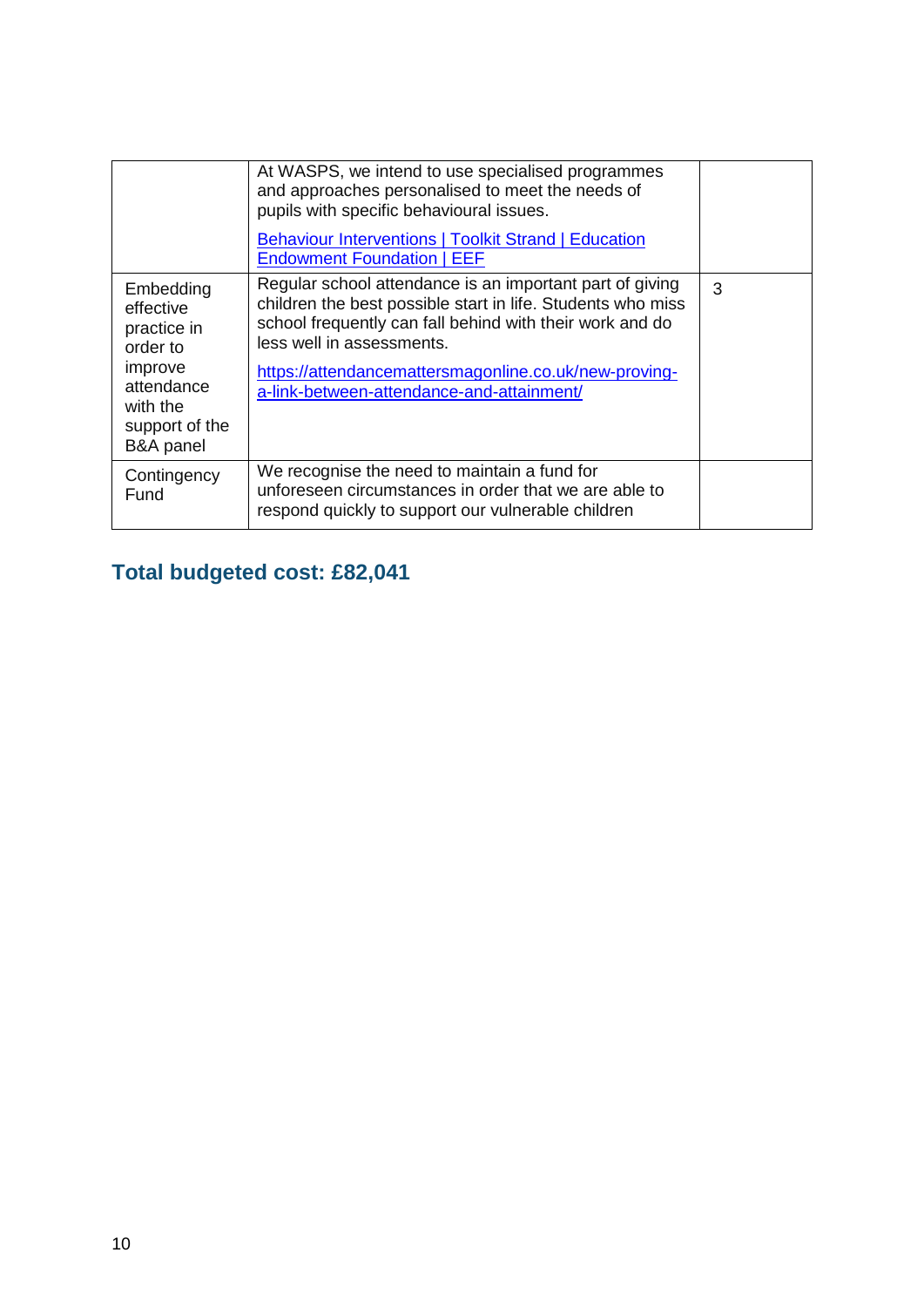| | | |
|---|---|---|
| | At WASPS, we intend to use specialised programmes and approaches personalised to meet the needs of pupils with specific behavioural issues.<br><br>[Behaviour Interventions \| Toolkit Strand \| Education Endowment Foundation \| EEF]() | |
| Embedding effective practice in order to improve attendance with the support of the B&A panel | Regular school attendance is an important part of giving children the best possible start in life. Students who miss school frequently can fall behind with their work and do less well in assessments.<br><br>https://attendancemattersmagonline.co.uk/new-proving-a-link-between-attendance-and-attainment/ | 3 |
| Contingency Fund | We recognise the need to maintain a fund for unforeseen circumstances in order that we are able to respond quickly to support our vulnerable children | |

## Total budgeted cost: £82,041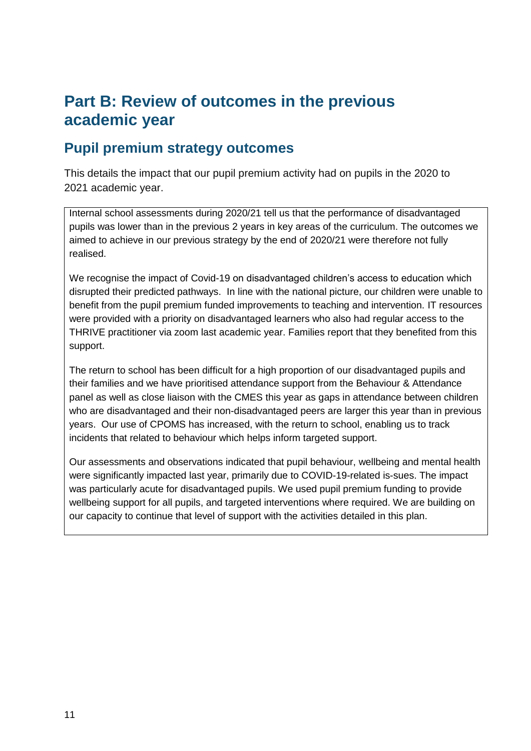# Part B: Review of outcomes in the previous academic year

## Pupil premium strategy outcomes

This details the impact that our pupil premium activity had on pupils in the 2020 to 2021 academic year.

Internal school assessments during 2020/21 tell us that the performance of disadvantaged pupils was lower than in the previous 2 years in key areas of the curriculum. The outcomes we aimed to achieve in our previous strategy by the end of 2020/21 were therefore not fully realised.

We recognise the impact of Covid-19 on disadvantaged children's access to education which disrupted their predicted pathways. In line with the national picture, our children were unable to benefit from the pupil premium funded improvements to teaching and intervention. IT resources were provided with a priority on disadvantaged learners who also had regular access to the THRIVE practitioner via zoom last academic year. Families report that they benefited from this support.

The return to school has been difficult for a high proportion of our disadvantaged pupils and their families and we have prioritised attendance support from the Behaviour & Attendance panel as well as close liaison with the CMES this year as gaps in attendance between children who are disadvantaged and their non-disadvantaged peers are larger this year than in previous years. Our use of CPOMS has increased, with the return to school, enabling us to track incidents that related to behaviour which helps inform targeted support.

Our assessments and observations indicated that pupil behaviour, wellbeing and mental health were significantly impacted last year, primarily due to COVID-19-related is-sues. The impact was particularly acute for disadvantaged pupils. We used pupil premium funding to provide wellbeing support for all pupils, and targeted interventions where required. We are building on our capacity to continue that level of support with the activities detailed in this plan.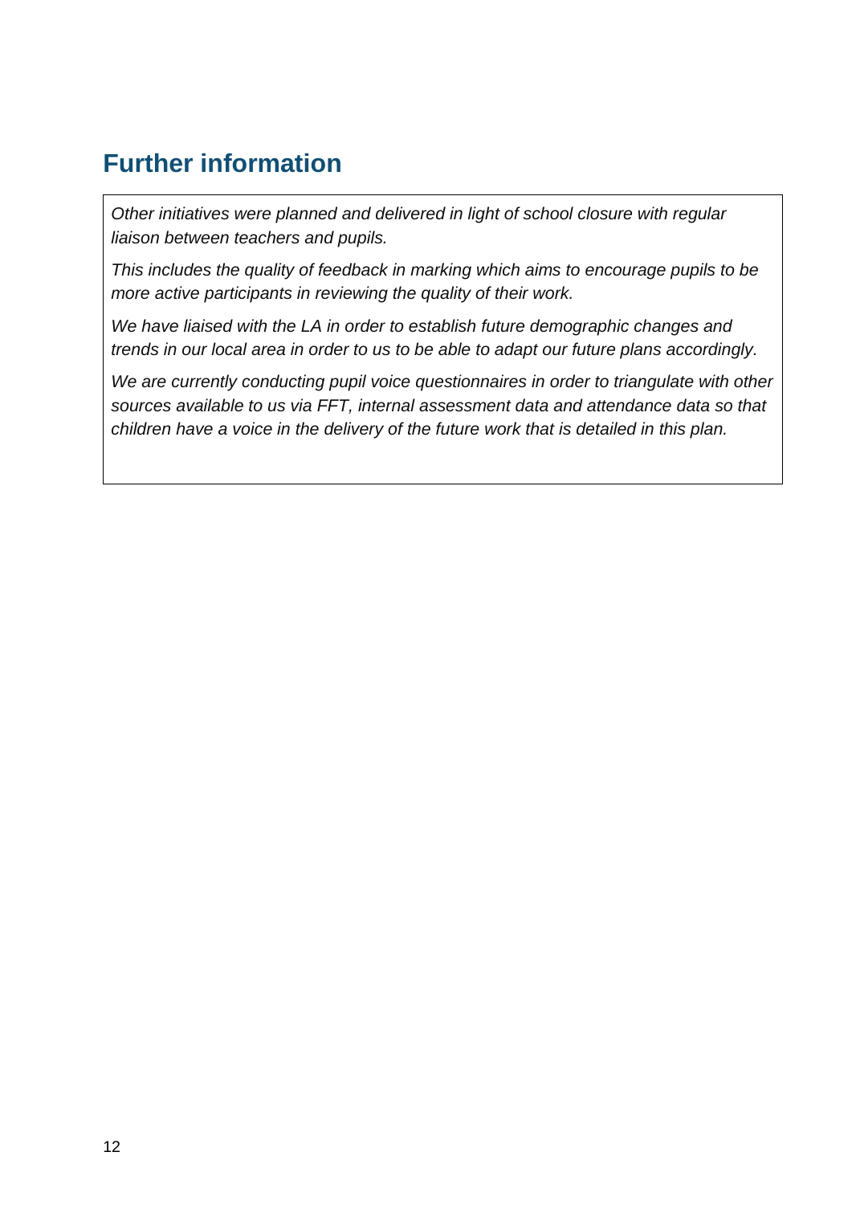## Further information

*Other initiatives were planned and delivered in light of school closure with regular liaison between teachers and pupils.*

*This includes the quality of feedback in marking which aims to encourage pupils to be more active participants in reviewing the quality of their work.*

*We have liaised with the LA in order to establish future demographic changes and trends in our local area in order to us to be able to adapt our future plans accordingly.*

*We are currently conducting pupil voice questionnaires in order to triangulate with other sources available to us via FFT, internal assessment data and attendance data so that children have a voice in the delivery of the future work that is detailed in this plan.*